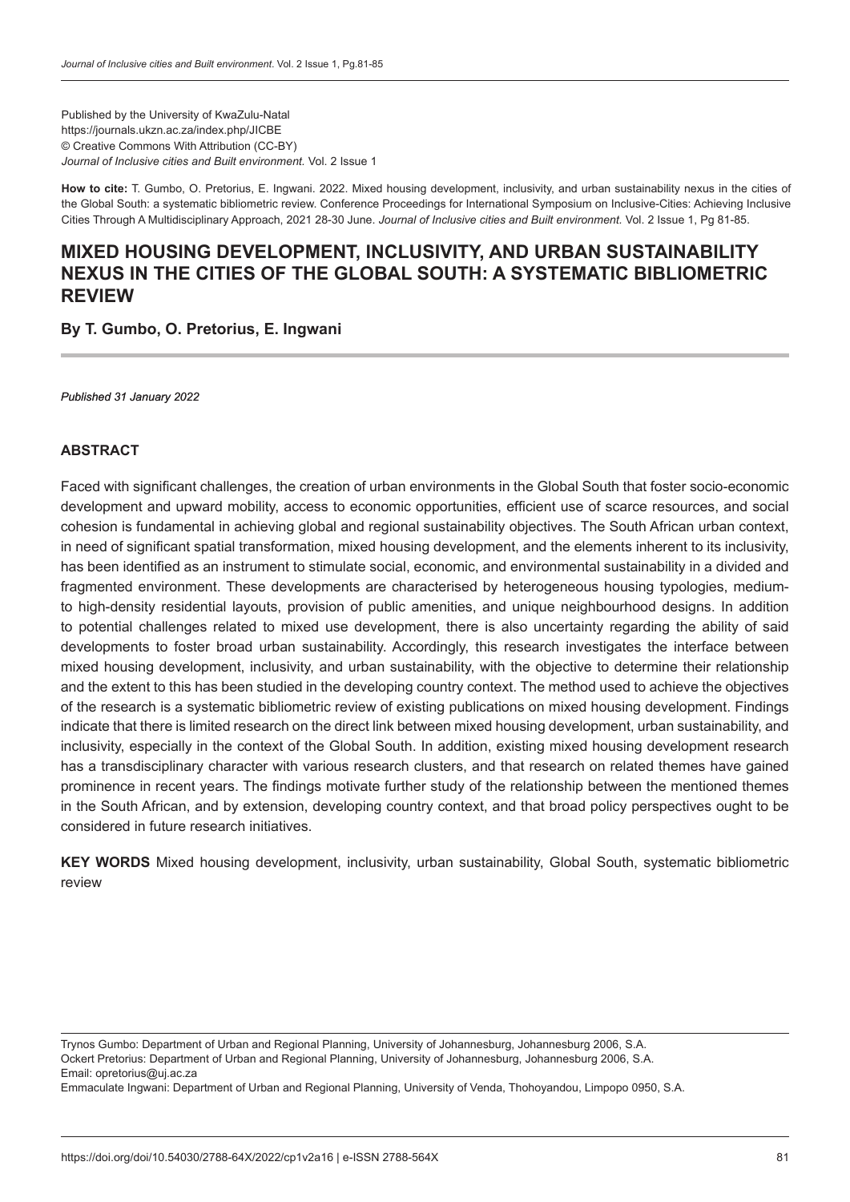Published by the University of KwaZulu-Natal
https://journals.ukzn.ac.za/index.php/JICBE
© Creative Commons With Attribution (CC-BY)
*Journal of Inclusive cities and Built environment.* Vol. 2 Issue 1

**How to cite:** T. Gumbo, O. Pretorius, E. Ingwani. 2022. Mixed housing development, inclusivity, and urban sustainability nexus in the cities of the Global South: a systematic bibliometric review. Conference Proceedings for International Symposium on Inclusive-Cities: Achieving Inclusive Cities Through A Multidisciplinary Approach, 2021 28-30 June. *Journal of Inclusive cities and Built environment.* Vol. 2 Issue 1, Pg 81-85.

# MIXED HOUSING DEVELOPMENT, INCLUSIVITY, AND URBAN SUSTAINABILITY NEXUS IN THE CITIES OF THE GLOBAL SOUTH: A SYSTEMATIC BIBLIOMETRIC REVIEW

**By T. Gumbo, O. Pretorius, E. Ingwani**

*Published 31 January 2022*

## ABSTRACT

Faced with significant challenges, the creation of urban environments in the Global South that foster socio-economic development and upward mobility, access to economic opportunities, efficient use of scarce resources, and social cohesion is fundamental in achieving global and regional sustainability objectives. The South African urban context, in need of significant spatial transformation, mixed housing development, and the elements inherent to its inclusivity, has been identified as an instrument to stimulate social, economic, and environmental sustainability in a divided and fragmented environment. These developments are characterised by heterogeneous housing typologies, medium-to high-density residential layouts, provision of public amenities, and unique neighbourhood designs. In addition to potential challenges related to mixed use development, there is also uncertainty regarding the ability of said developments to foster broad urban sustainability. Accordingly, this research investigates the interface between mixed housing development, inclusivity, and urban sustainability, with the objective to determine their relationship and the extent to this has been studied in the developing country context. The method used to achieve the objectives of the research is a systematic bibliometric review of existing publications on mixed housing development. Findings indicate that there is limited research on the direct link between mixed housing development, urban sustainability, and inclusivity, especially in the context of the Global South. In addition, existing mixed housing development research has a transdisciplinary character with various research clusters, and that research on related themes have gained prominence in recent years. The findings motivate further study of the relationship between the mentioned themes in the South African, and by extension, developing country context, and that broad policy perspectives ought to be considered in future research initiatives.

**KEY WORDS** Mixed housing development, inclusivity, urban sustainability, Global South, systematic bibliometric review

Trynos Gumbo: Department of Urban and Regional Planning, University of Johannesburg, Johannesburg 2006, S.A.
Ockert Pretorius: Department of Urban and Regional Planning, University of Johannesburg, Johannesburg 2006, S.A.
Email: opretorius@uj.ac.za
Emmaculate Ingwani: Department of Urban and Regional Planning, University of Venda, Thohoyandou, Limpopo 0950, S.A.

https://doi.org/doi/10.54030/2788-64X/2022/cp1v2a16 | e-ISSN 2788-564X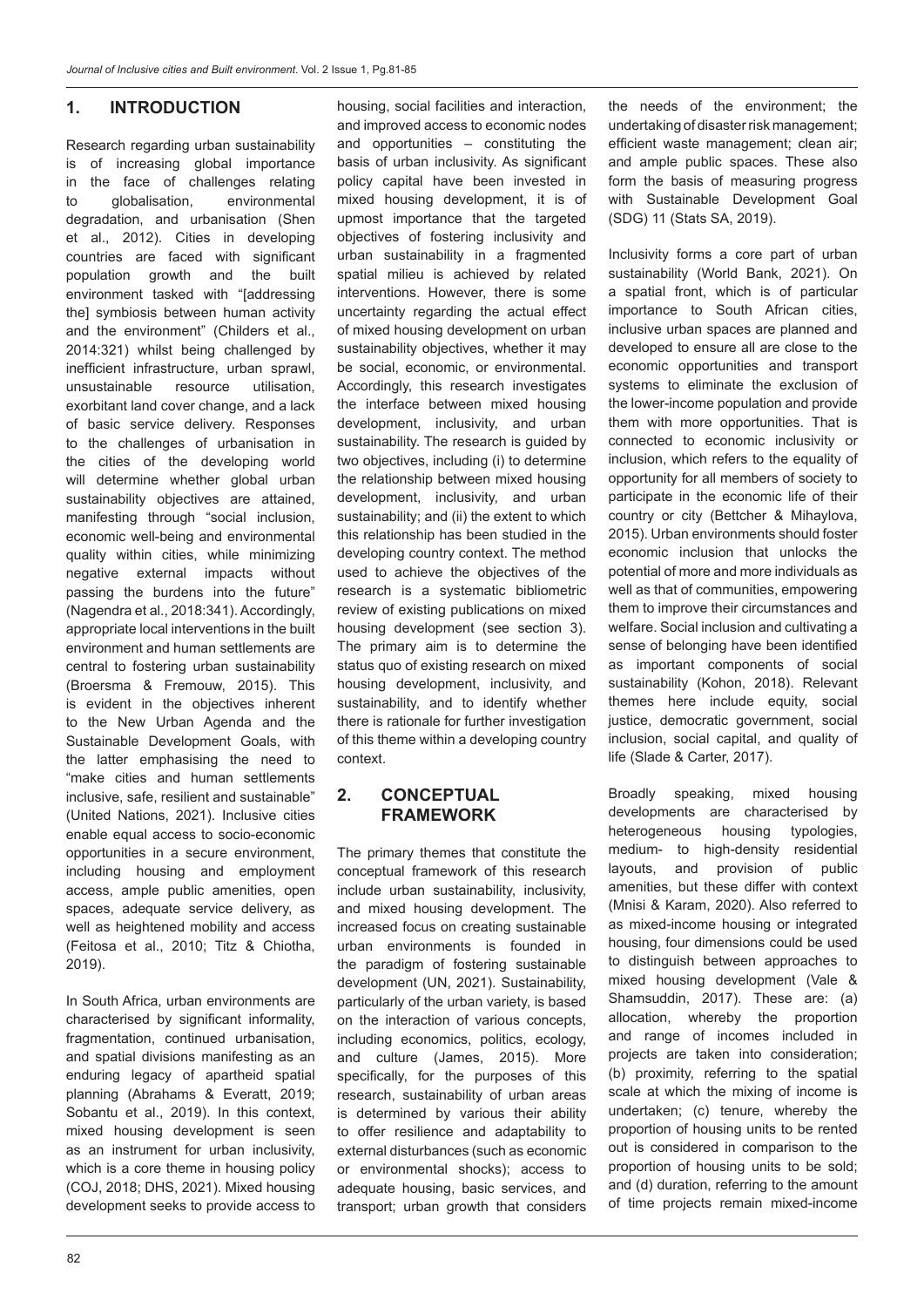## 1. INTRODUCTION

Research regarding urban sustainability is of increasing global importance in the face of challenges relating to globalisation, environmental degradation, and urbanisation (Shen et al., 2012). Cities in developing countries are faced with significant population growth and the built environment tasked with "[addressing the] symbiosis between human activity and the environment" (Childers et al., 2014:321) whilst being challenged by inefficient infrastructure, urban sprawl, unsustainable resource utilisation, exorbitant land cover change, and a lack of basic service delivery. Responses to the challenges of urbanisation in the cities of the developing world will determine whether global urban sustainability objectives are attained, manifesting through "social inclusion, economic well-being and environmental quality within cities, while minimizing negative external impacts without passing the burdens into the future" (Nagendra et al., 2018:341). Accordingly, appropriate local interventions in the built environment and human settlements are central to fostering urban sustainability (Broersma & Fremouw, 2015). This is evident in the objectives inherent to the New Urban Agenda and the Sustainable Development Goals, with the latter emphasising the need to "make cities and human settlements inclusive, safe, resilient and sustainable" (United Nations, 2021). Inclusive cities enable equal access to socio-economic opportunities in a secure environment, including housing and employment access, ample public amenities, open spaces, adequate service delivery, as well as heightened mobility and access (Feitosa et al., 2010; Titz & Chiotha, 2019).

In South Africa, urban environments are characterised by significant informality, fragmentation, continued urbanisation, and spatial divisions manifesting as an enduring legacy of apartheid spatial planning (Abrahams & Everatt, 2019; Sobantu et al., 2019). In this context, mixed housing development is seen as an instrument for urban inclusivity, which is a core theme in housing policy (COJ, 2018; DHS, 2021). Mixed housing development seeks to provide access to housing, social facilities and interaction, and improved access to economic nodes and opportunities – constituting the basis of urban inclusivity. As significant policy capital have been invested in mixed housing development, it is of upmost importance that the targeted objectives of fostering inclusivity and urban sustainability in a fragmented spatial milieu is achieved by related interventions. However, there is some uncertainty regarding the actual effect of mixed housing development on urban sustainability objectives, whether it may be social, economic, or environmental. Accordingly, this research investigates the interface between mixed housing development, inclusivity, and urban sustainability. The research is guided by two objectives, including (i) to determine the relationship between mixed housing development, inclusivity, and urban sustainability; and (ii) the extent to which this relationship has been studied in the developing country context. The method used to achieve the objectives of the research is a systematic bibliometric review of existing publications on mixed housing development (see section 3). The primary aim is to determine the status quo of existing research on mixed housing development, inclusivity, and sustainability, and to identify whether there is rationale for further investigation of this theme within a developing country context.

## 2. CONCEPTUAL FRAMEWORK

The primary themes that constitute the conceptual framework of this research include urban sustainability, inclusivity, and mixed housing development. The increased focus on creating sustainable urban environments is founded in the paradigm of fostering sustainable development (UN, 2021). Sustainability, particularly of the urban variety, is based on the interaction of various concepts, including economics, politics, ecology, and culture (James, 2015). More specifically, for the purposes of this research, sustainability of urban areas is determined by various their ability to offer resilience and adaptability to external disturbances (such as economic or environmental shocks); access to adequate housing, basic services, and transport; urban growth that considers the needs of the environment; the undertaking of disaster risk management; efficient waste management; clean air; and ample public spaces. These also form the basis of measuring progress with Sustainable Development Goal (SDG) 11 (Stats SA, 2019).

Inclusivity forms a core part of urban sustainability (World Bank, 2021). On a spatial front, which is of particular importance to South African cities, inclusive urban spaces are planned and developed to ensure all are close to the economic opportunities and transport systems to eliminate the exclusion of the lower-income population and provide them with more opportunities. That is connected to economic inclusivity or inclusion, which refers to the equality of opportunity for all members of society to participate in the economic life of their country or city (Bettcher & Mihaylova, 2015). Urban environments should foster economic inclusion that unlocks the potential of more and more individuals as well as that of communities, empowering them to improve their circumstances and welfare. Social inclusion and cultivating a sense of belonging have been identified as important components of social sustainability (Kohon, 2018). Relevant themes here include equity, social justice, democratic government, social inclusion, social capital, and quality of life (Slade & Carter, 2017).

Broadly speaking, mixed housing developments are characterised by heterogeneous housing typologies, medium- to high-density residential layouts, and provision of public amenities, but these differ with context (Mnisi & Karam, 2020). Also referred to as mixed-income housing or integrated housing, four dimensions could be used to distinguish between approaches to mixed housing development (Vale & Shamsuddin, 2017). These are: (a) allocation, whereby the proportion and range of incomes included in projects are taken into consideration; (b) proximity, referring to the spatial scale at which the mixing of income is undertaken; (c) tenure, whereby the proportion of housing units to be rented out is considered in comparison to the proportion of housing units to be sold; and (d) duration, referring to the amount of time projects remain mixed-income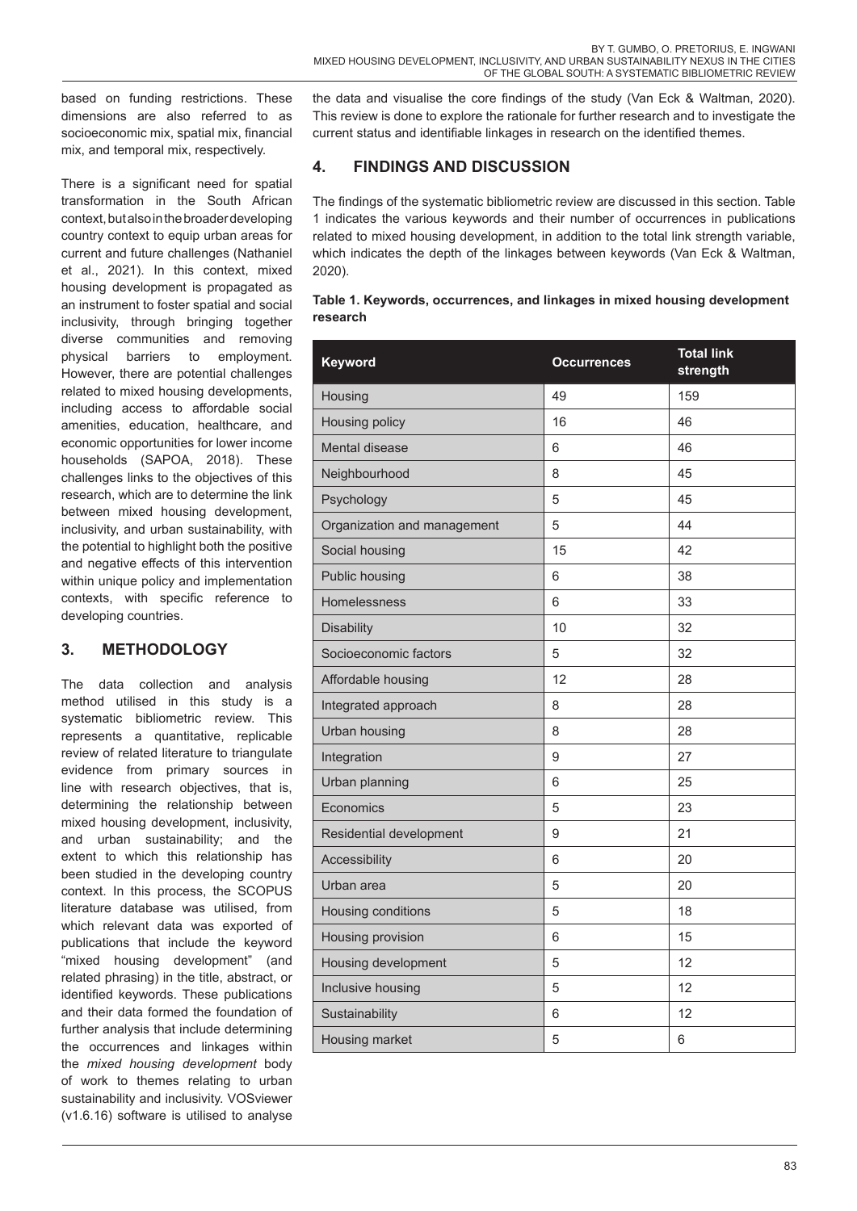based on funding restrictions. These dimensions are also referred to as socioeconomic mix, spatial mix, financial mix, and temporal mix, respectively.

There is a significant need for spatial transformation in the South African context, but also in the broader developing country context to equip urban areas for current and future challenges (Nathaniel et al., 2021). In this context, mixed housing development is propagated as an instrument to foster spatial and social inclusivity, through bringing together diverse communities and removing physical barriers to employment. However, there are potential challenges related to mixed housing developments, including access to affordable social amenities, education, healthcare, and economic opportunities for lower income households (SAPOA, 2018). These challenges links to the objectives of this research, which are to determine the link between mixed housing development, inclusivity, and urban sustainability, with the potential to highlight both the positive and negative effects of this intervention within unique policy and implementation contexts, with specific reference to developing countries.

## 3. METHODOLOGY

The data collection and analysis method utilised in this study is a systematic bibliometric review. This represents a quantitative, replicable review of related literature to triangulate evidence from primary sources in line with research objectives, that is, determining the relationship between mixed housing development, inclusivity, and urban sustainability; and the extent to which this relationship has been studied in the developing country context. In this process, the SCOPUS literature database was utilised, from which relevant data was exported of publications that include the keyword "mixed housing development" (and related phrasing) in the title, abstract, or identified keywords. These publications and their data formed the foundation of further analysis that include determining the occurrences and linkages within the *mixed housing development* body of work to themes relating to urban sustainability and inclusivity. VOSviewer (v1.6.16) software is utilised to analyse the data and visualise the core findings of the study (Van Eck & Waltman, 2020). This review is done to explore the rationale for further research and to investigate the current status and identifiable linkages in research on the identified themes.

## 4. FINDINGS AND DISCUSSION

The findings of the systematic bibliometric review are discussed in this section. Table 1 indicates the various keywords and their number of occurrences in publications related to mixed housing development, in addition to the total link strength variable, which indicates the depth of the linkages between keywords (Van Eck & Waltman, 2020).

**Table 1. Keywords, occurrences, and linkages in mixed housing development research**

| Keyword | Occurrences | Total link strength |
|---|---|---|
| Housing | 49 | 159 |
| Housing policy | 16 | 46 |
| Mental disease | 6 | 46 |
| Neighbourhood | 8 | 45 |
| Psychology | 5 | 45 |
| Organization and management | 5 | 44 |
| Social housing | 15 | 42 |
| Public housing | 6 | 38 |
| Homelessness | 6 | 33 |
| Disability | 10 | 32 |
| Socioeconomic factors | 5 | 32 |
| Affordable housing | 12 | 28 |
| Integrated approach | 8 | 28 |
| Urban housing | 8 | 28 |
| Integration | 9 | 27 |
| Urban planning | 6 | 25 |
| Economics | 5 | 23 |
| Residential development | 9 | 21 |
| Accessibility | 6 | 20 |
| Urban area | 5 | 20 |
| Housing conditions | 5 | 18 |
| Housing provision | 6 | 15 |
| Housing development | 5 | 12 |
| Inclusive housing | 5 | 12 |
| Sustainability | 6 | 12 |
| Housing market | 5 | 6 |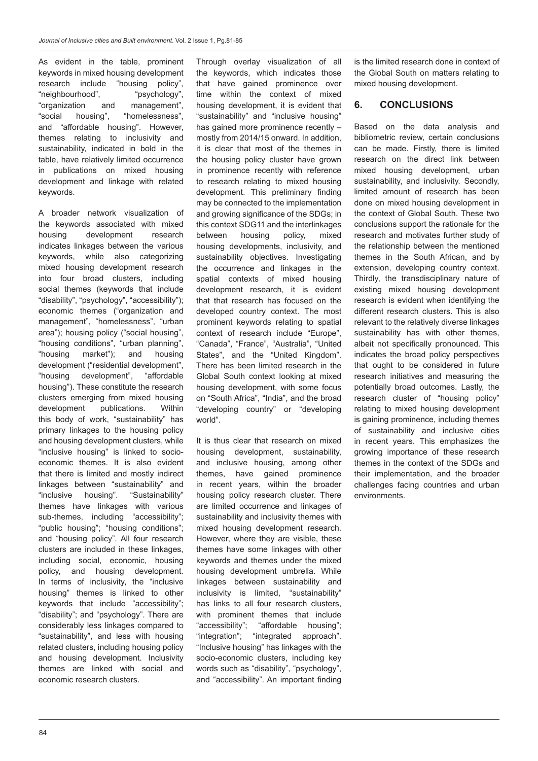As evident in the table, prominent keywords in mixed housing development research include "housing policy", "neighbourhood", "psychology", "organization and management", "social housing", "homelessness", and "affordable housing". However, themes relating to inclusivity and sustainability, indicated in bold in the table, have relatively limited occurrence in publications on mixed housing development and linkage with related keywords.

A broader network visualization of the keywords associated with mixed housing development research indicates linkages between the various keywords, while also categorizing mixed housing development research into four broad clusters, including social themes (keywords that include "disability", "psychology", "accessibility"); economic themes ("organization and management", "homelessness", "urban area"); housing policy ("social housing", "housing conditions", "urban planning", "housing market"); and housing development ("residential development", "housing development", "affordable housing"). These constitute the research clusters emerging from mixed housing development publications. Within this body of work, "sustainability" has primary linkages to the housing policy and housing development clusters, while "inclusive housing" is linked to socio-economic themes. It is also evident that there is limited and mostly indirect linkages between "sustainability" and "inclusive housing". "Sustainability" themes have linkages with various sub-themes, including "accessibility"; "public housing"; "housing conditions"; and "housing policy". All four research clusters are included in these linkages, including social, economic, housing policy, and housing development. In terms of inclusivity, the "inclusive housing" themes is linked to other keywords that include "accessibility"; "disability"; and "psychology". There are considerably less linkages compared to "sustainability", and less with housing related clusters, including housing policy and housing development. Inclusivity themes are linked with social and economic research clusters.

Through overlay visualization of all the keywords, which indicates those that have gained prominence over time within the context of mixed housing development, it is evident that "sustainability" and "inclusive housing" has gained more prominence recently – mostly from 2014/15 onward. In addition, it is clear that most of the themes in the housing policy cluster have grown in prominence recently with reference to research relating to mixed housing development. This preliminary finding may be connected to the implementation and growing significance of the SDGs; in this context SDG11 and the interlinkages between housing policy, mixed housing developments, inclusivity, and sustainability objectives. Investigating the occurrence and linkages in the spatial contexts of mixed housing development research, it is evident that that research has focused on the developed country context. The most prominent keywords relating to spatial context of research include "Europe", "Canada", "France", "Australia", "United States", and the "United Kingdom". There has been limited research in the Global South context looking at mixed housing development, with some focus on "South Africa", "India", and the broad "developing country" or "developing world".

It is thus clear that research on mixed housing development, sustainability, and inclusive housing, among other themes, have gained prominence in recent years, within the broader housing policy research cluster. There are limited occurrence and linkages of sustainability and inclusivity themes with mixed housing development research. However, where they are visible, these themes have some linkages with other keywords and themes under the mixed housing development umbrella. While linkages between sustainability and inclusivity is limited, "sustainability" has links to all four research clusters, with prominent themes that include "accessibility"; "affordable housing"; "integration"; "integrated approach". "Inclusive housing" has linkages with the socio-economic clusters, including key words such as "disability", "psychology", and "accessibility". An important finding is the limited research done in context of the Global South on matters relating to mixed housing development.

## 6. CONCLUSIONS

Based on the data analysis and bibliometric review, certain conclusions can be made. Firstly, there is limited research on the direct link between mixed housing development, urban sustainability, and inclusivity. Secondly, limited amount of research has been done on mixed housing development in the context of Global South. These two conclusions support the rationale for the research and motivates further study of the relationship between the mentioned themes in the South African, and by extension, developing country context. Thirdly, the transdisciplinary nature of existing mixed housing development research is evident when identifying the different research clusters. This is also relevant to the relatively diverse linkages sustainability has with other themes, albeit not specifically pronounced. This indicates the broad policy perspectives that ought to be considered in future research initiatives and measuring the potentially broad outcomes. Lastly, the research cluster of "housing policy" relating to mixed housing development is gaining prominence, including themes of sustainability and inclusive cities in recent years. This emphasizes the growing importance of these research themes in the context of the SDGs and their implementation, and the broader challenges facing countries and urban environments.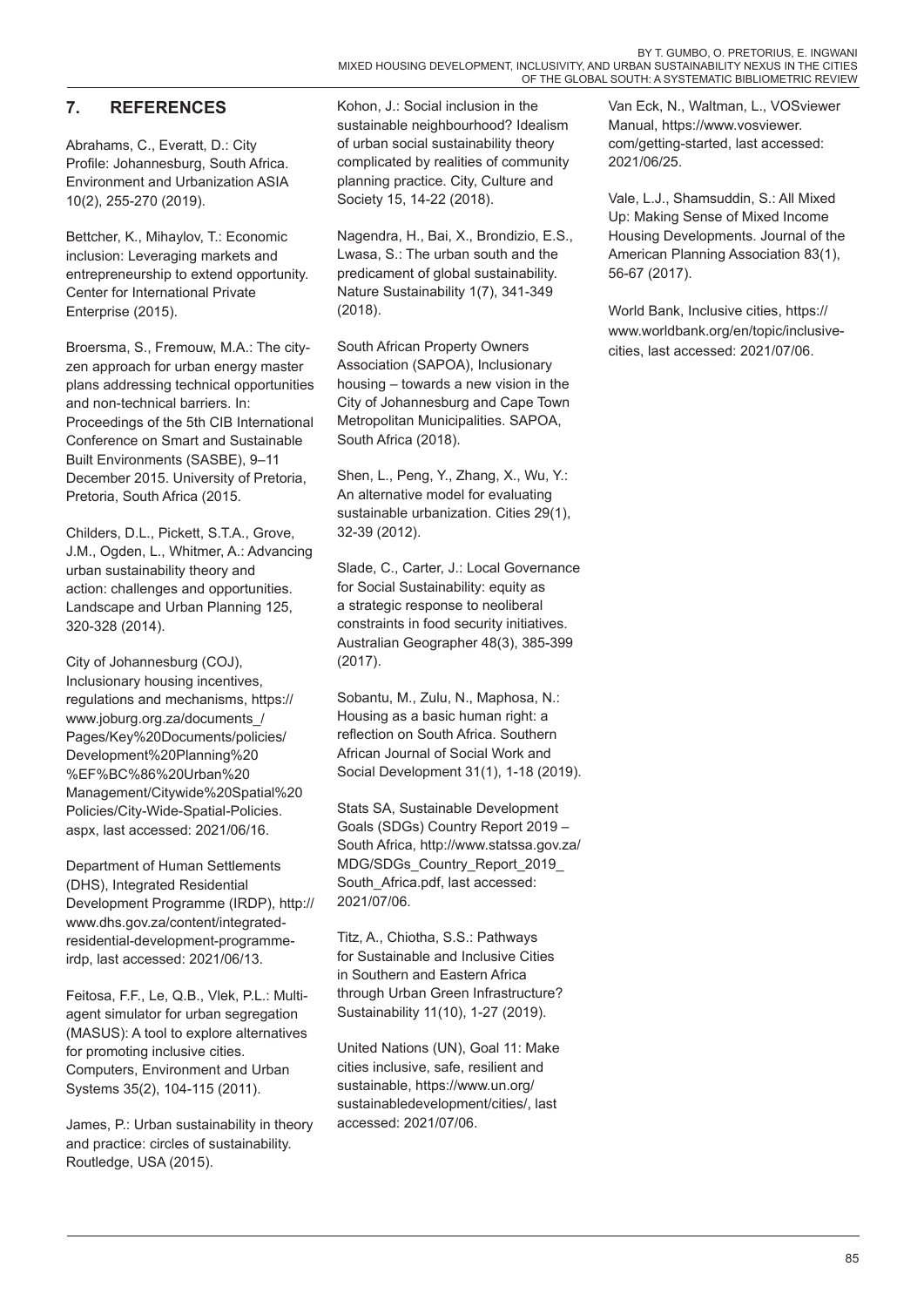## 7. REFERENCES

Abrahams, C., Everatt, D.: City Profile: Johannesburg, South Africa. Environment and Urbanization ASIA 10(2), 255-270 (2019).

Bettcher, K., Mihaylov, T.: Economic inclusion: Leveraging markets and entrepreneurship to extend opportunity. Center for International Private Enterprise (2015).

Broersma, S., Fremouw, M.A.: The city-zen approach for urban energy master plans addressing technical opportunities and non-technical barriers. In: Proceedings of the 5th CIB International Conference on Smart and Sustainable Built Environments (SASBE), 9–11 December 2015. University of Pretoria, Pretoria, South Africa (2015.

Childers, D.L., Pickett, S.T.A., Grove, J.M., Ogden, L., Whitmer, A.: Advancing urban sustainability theory and action: challenges and opportunities. Landscape and Urban Planning 125, 320-328 (2014).

City of Johannesburg (COJ), Inclusionary housing incentives, regulations and mechanisms, https://www.joburg.org.za/documents_/Pages/Key%20Documents/policies/Development%20Planning%20%EF%BC%86%20Urban%20Management/Citywide%20Spatial%20Policies/City-Wide-Spatial-Policies.aspx, last accessed: 2021/06/16.

Department of Human Settlements (DHS), Integrated Residential Development Programme (IRDP), http://www.dhs.gov.za/content/integrated-residential-development-programme-irdp, last accessed: 2021/06/13.

Feitosa, F.F., Le, Q.B., Vlek, P.L.: Multi-agent simulator for urban segregation (MASUS): A tool to explore alternatives for promoting inclusive cities. Computers, Environment and Urban Systems 35(2), 104-115 (2011).

James, P.: Urban sustainability in theory and practice: circles of sustainability. Routledge, USA (2015).

Kohon, J.: Social inclusion in the sustainable neighbourhood? Idealism of urban social sustainability theory complicated by realities of community planning practice. City, Culture and Society 15, 14-22 (2018).

Nagendra, H., Bai, X., Brondizio, E.S., Lwasa, S.: The urban south and the predicament of global sustainability. Nature Sustainability 1(7), 341-349 (2018).

South African Property Owners Association (SAPOA), Inclusionary housing – towards a new vision in the City of Johannesburg and Cape Town Metropolitan Municipalities. SAPOA, South Africa (2018).

Shen, L., Peng, Y., Zhang, X., Wu, Y.: An alternative model for evaluating sustainable urbanization. Cities 29(1), 32-39 (2012).

Slade, C., Carter, J.: Local Governance for Social Sustainability: equity as a strategic response to neoliberal constraints in food security initiatives. Australian Geographer 48(3), 385-399 (2017).

Sobantu, M., Zulu, N., Maphosa, N.: Housing as a basic human right: a reflection on South Africa. Southern African Journal of Social Work and Social Development 31(1), 1-18 (2019).

Stats SA, Sustainable Development Goals (SDGs) Country Report 2019 – South Africa, http://www.statssa.gov.za/MDG/SDGs_Country_Report_2019_South_Africa.pdf, last accessed: 2021/07/06.

Titz, A., Chiotha, S.S.: Pathways for Sustainable and Inclusive Cities in Southern and Eastern Africa through Urban Green Infrastructure? Sustainability 11(10), 1-27 (2019).

United Nations (UN), Goal 11: Make cities inclusive, safe, resilient and sustainable, https://www.un.org/sustainabledevelopment/cities/, last accessed: 2021/07/06.

Van Eck, N., Waltman, L., VOSviewer Manual, https://www.vosviewer.com/getting-started, last accessed: 2021/06/25.

Vale, L.J., Shamsuddin, S.: All Mixed Up: Making Sense of Mixed Income Housing Developments. Journal of the American Planning Association 83(1), 56-67 (2017).

World Bank, Inclusive cities, https://www.worldbank.org/en/topic/inclusive-cities, last accessed: 2021/07/06.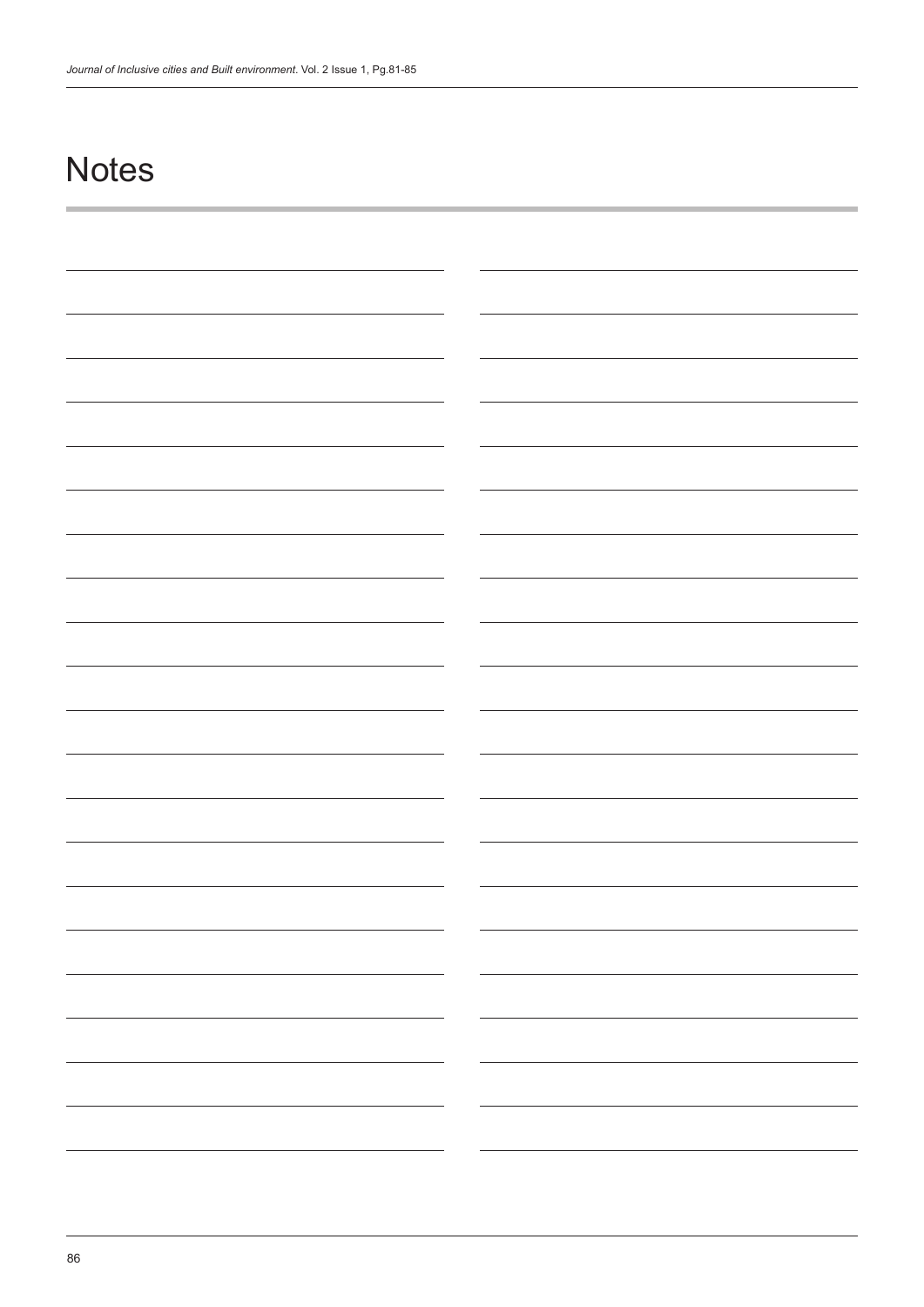# Notes